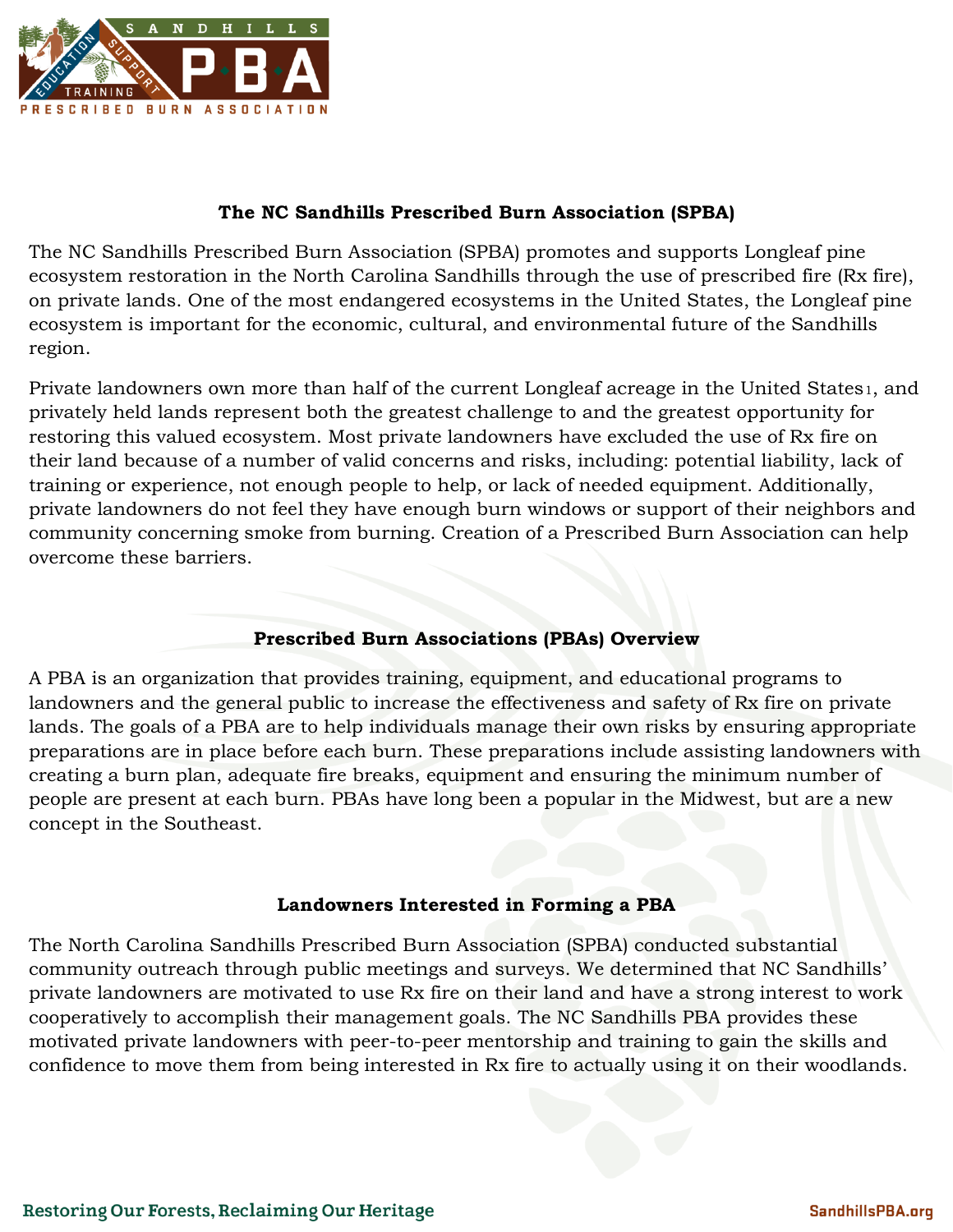## The NC Sandhills Prescribed Burn Association (SPBA)

The NC Sandhills Prescribed Burn Association (SPBA) promotes and supports Longleaf pine ecosystem restoration in the North Carolina Sandhills through the use of prescribed fire (Rx fire), on private lands. One of the most endangered ecosystems in the United States, the Longleaf pine ecosystem is important for the economic, cultural, and environmental future of the Sandhills region.

Private landowners own more than half of the current Longleaf acreage in the United States[1], and privately held lands represent both the greatest challenge to and the greatest opportunity for restoring this valued ecosystem. Most private landowners have excluded the use of Rx fire on their land because of a number of valid concerns and risks, including: potential liability, lack of training or experience, not enough people to help, or lack of needed equipment. Additionally, private landowners do not feel they have enough burn windows or support of their neighbors and community concerning smoke from burning. Creation of a Prescribed Burn Association can help overcome these barriers.

## Prescribed Burn Associations (PBAs) Overview

A PBA is an organization that provides training, equipment, and educational programs to landowners and the general public to increase the effectiveness and safety of Rx fire on private lands. The goals of a PBA are to help individuals manage their own risks by ensuring appropriate preparations are in place before each burn. These preparations include assisting landowners with creating a burn plan, adequate fire breaks, equipment and ensuring the minimum number of people are present at each burn. PBAs have long been a popular in the Midwest, but are a new concept in the Southeast.

## Landowners Interested in Forming a PBA

The North Carolina Sandhills Prescribed Burn Association (SPBA) conducted substantial community outreach through public meetings and surveys. We determined that NC Sandhills' private landowners are motivated to use Rx fire on their land and have a strong interest to work cooperatively to accomplish their management goals. The NC Sandhills PBA provides these motivated private landowners with peer-to-peer mentorship and training to gain the skills and confidence to move them from being interested in Rx fire to actually using it on their woodlands.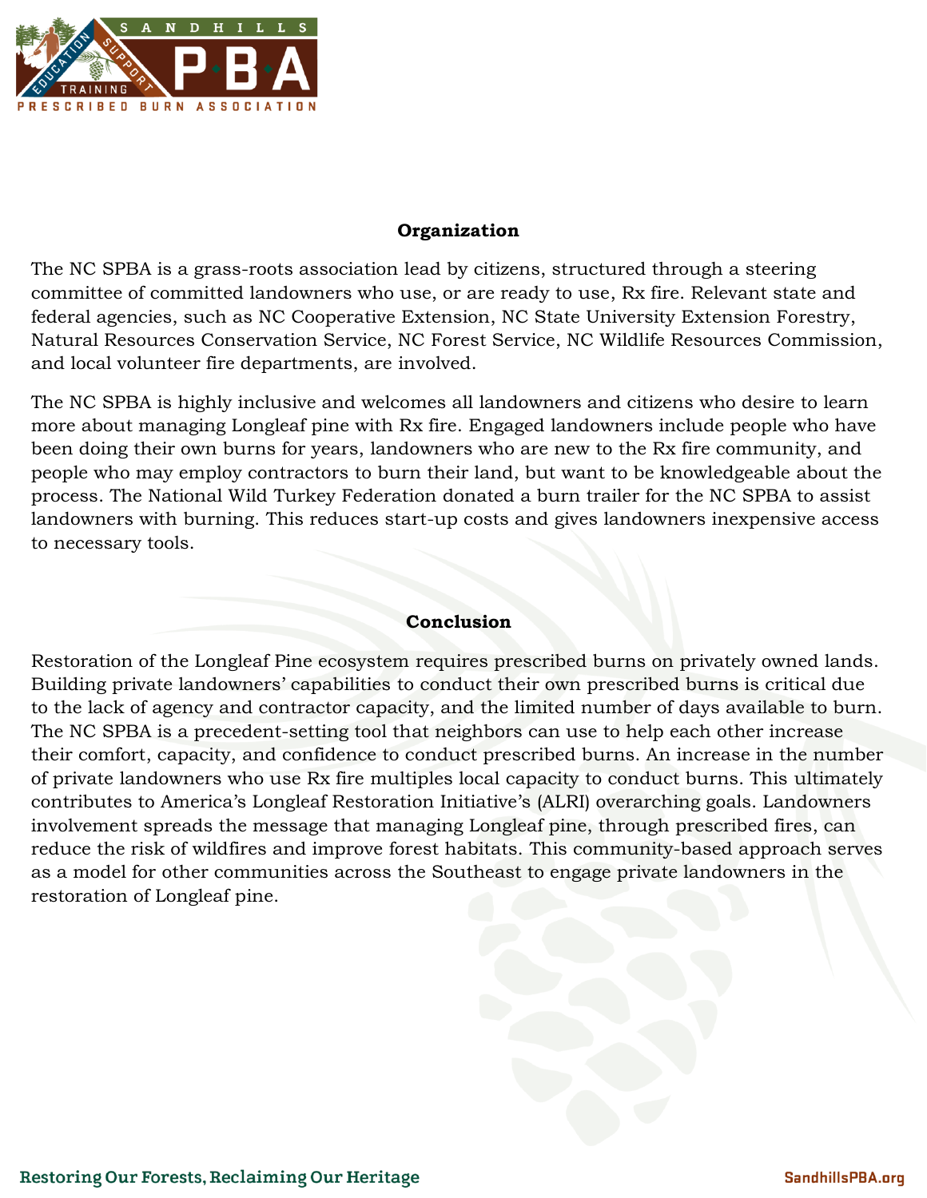### Organization

The NC SPBA is a grass-roots association lead by citizens, structured through a steering committee of committed landowners who use, or are ready to use, Rx fire. Relevant state and federal agencies, such as NC Cooperative Extension, NC State University Extension Forestry, Natural Resources Conservation Service, NC Forest Service, NC Wildlife Resources Commission, and local volunteer fire departments, are involved.

The NC SPBA is highly inclusive and welcomes all landowners and citizens who desire to learn more about managing Longleaf pine with Rx fire. Engaged landowners include people who have been doing their own burns for years, landowners who are new to the Rx fire community, and people who may employ contractors to burn their land, but want to be knowledgeable about the process. The National Wild Turkey Federation donated a burn trailer for the NC SPBA to assist landowners with burning. This reduces start-up costs and gives landowners inexpensive access to necessary tools.

### Conclusion

Restoration of the Longleaf Pine ecosystem requires prescribed burns on privately owned lands. Building private landowners' capabilities to conduct their own prescribed burns is critical due to the lack of agency and contractor capacity, and the limited number of days available to burn. The NC SPBA is a precedent-setting tool that neighbors can use to help each other increase their comfort, capacity, and confidence to conduct prescribed burns. An increase in the number of private landowners who use Rx fire multiples local capacity to conduct burns. This ultimately contributes to America's Longleaf Restoration Initiative's (ALRI) overarching goals. Landowners involvement spreads the message that managing Longleaf pine, through prescribed fires, can reduce the risk of wildfires and improve forest habitats. This community-based approach serves as a model for other communities across the Southeast to engage private landowners in the restoration of Longleaf pine.